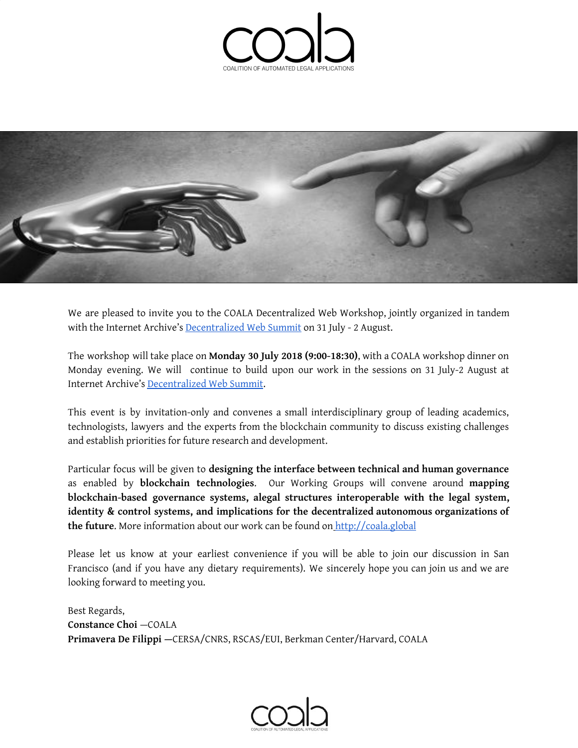coala

COALITION OF AUTOMATED LEGAL APPLICATIONS

We are pleased to invite you to the COALA Decentralized Web Workshop, jointly organized in tandem with the Internet Archive's [Decentralized Web Summit](#) on 31 July - 2 August.

The workshop will take place on **Monday 30 July 2018 (9:00-18:30)**, with a COALA workshop dinner on Monday evening. We will continue to build upon our work in the sessions on 31 July-2 August at Internet Archive's [Decentralized Web Summit](#).

This event is by invitation-only and convenes a small interdisciplinary group of leading academics, technologists, lawyers and the experts from the blockchain community to discuss existing challenges and establish priorities for future research and development.

Particular focus will be given to **designing the interface between technical and human governance** as enabled by **blockchain technologies**. Our Working Groups will convene around **mapping blockchain-based governance systems, alegal structures interoperable with the legal system, identity & control systems, and implications for the decentralized autonomous organizations of the future**. More information about our work can be found on [http://coala.global](http://coala.global)

Please let us know at your earliest convenience if you will be able to join our discussion in San Francisco (and if you have any dietary requirements). We sincerely hope you can join us and we are looking forward to meeting you.

Best Regards,
**Constance Choi** —COALA
**Primavera De Filippi** —CERSA/CNRS, RSCAS/EUI, Berkman Center/Harvard, COALA

coala

COALITION OF AUTOMATED LEGAL APPLICATIONS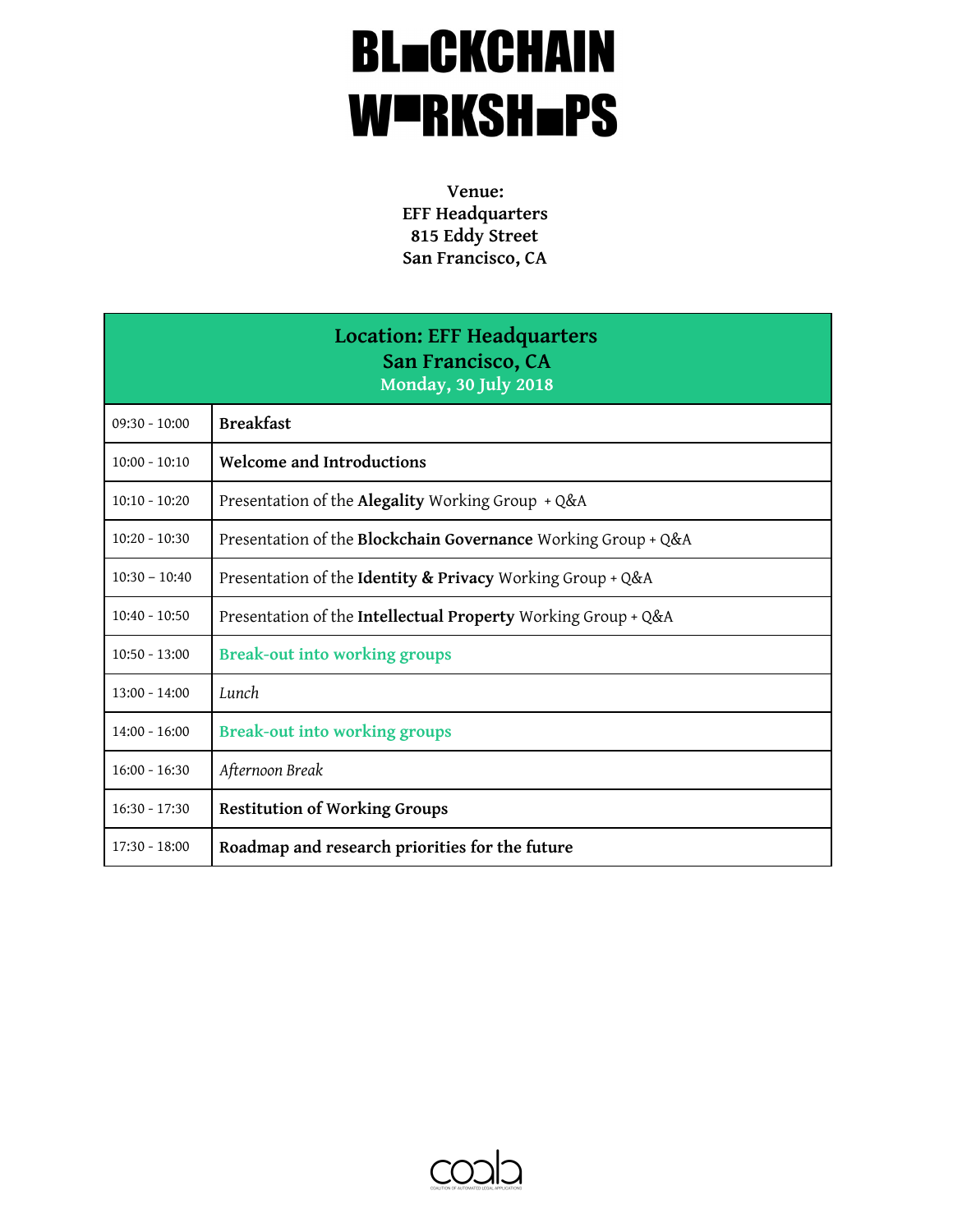# BL■CKCHAIN W■RKSH■PS

**Venue:**
**EFF Headquarters**
**815 Eddy Street**
**San Francisco, CA**

| **Location: EFF Headquarters San Francisco, CA Monday, 30 July 2018** | |
|---|---|
| 09:30 - 10:00 | **Breakfast** |
| 10:00 - 10:10 | **Welcome and Introductions** |
| 10:10 - 10:20 | Presentation of the **Alegality** Working Group + Q&A |
| 10:20 - 10:30 | Presentation of the **Blockchain Governance** Working Group + Q&A |
| 10:30 – 10:40 | Presentation of the **Identity & Privacy** Working Group + Q&A |
| 10:40 - 10:50 | Presentation of the **Intellectual Property** Working Group + Q&A |
| 10:50 - 13:00 | **Break-out into working groups** |
| 13:00 - 14:00 | *Lunch* |
| 14:00 - 16:00 | **Break-out into working groups** |
| 16:00 - 16:30 | *Afternoon Break* |
| 16:30 - 17:30 | **Restitution of Working Groups** |
| 17:30 - 18:00 | **Roadmap and research priorities for the future** |

coala
COALITION OF AUTOMATED LEGAL APPLICATIONS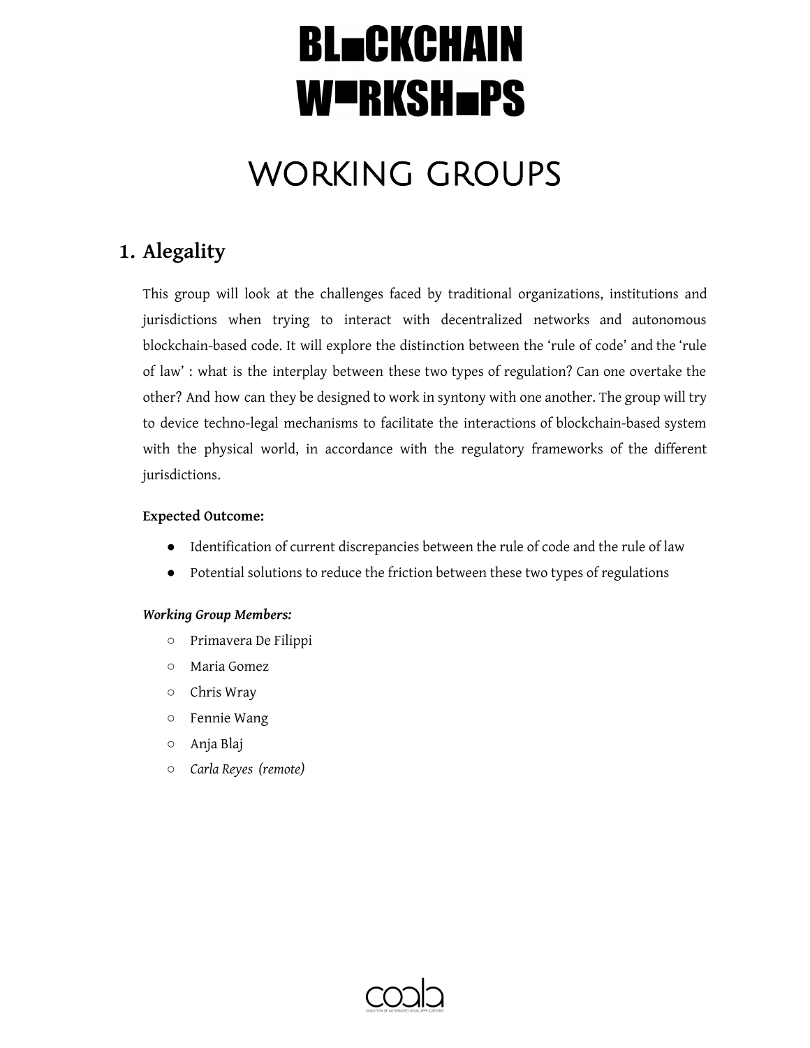# BLOCKCHAIN WORKSHOPS

# WORKING GROUPS

## 1. Alegality

This group will look at the challenges faced by traditional organizations, institutions and jurisdictions when trying to interact with decentralized networks and autonomous blockchain-based code. It will explore the distinction between the 'rule of code' and the 'rule of law' : what is the interplay between these two types of regulation? Can one overtake the other? And how can they be designed to work in syntony with one another. The group will try to device techno-legal mechanisms to facilitate the interactions of blockchain-based system with the physical world, in accordance with the regulatory frameworks of the different jurisdictions.

**Expected Outcome:**

- Identification of current discrepancies between the rule of code and the rule of law
- Potential solutions to reduce the friction between these two types of regulations

***Working Group Members:***

- Primavera De Filippi
- Maria Gomez
- Chris Wray
- Fennie Wang
- Anja Blaj
- *Carla Reyes (remote)*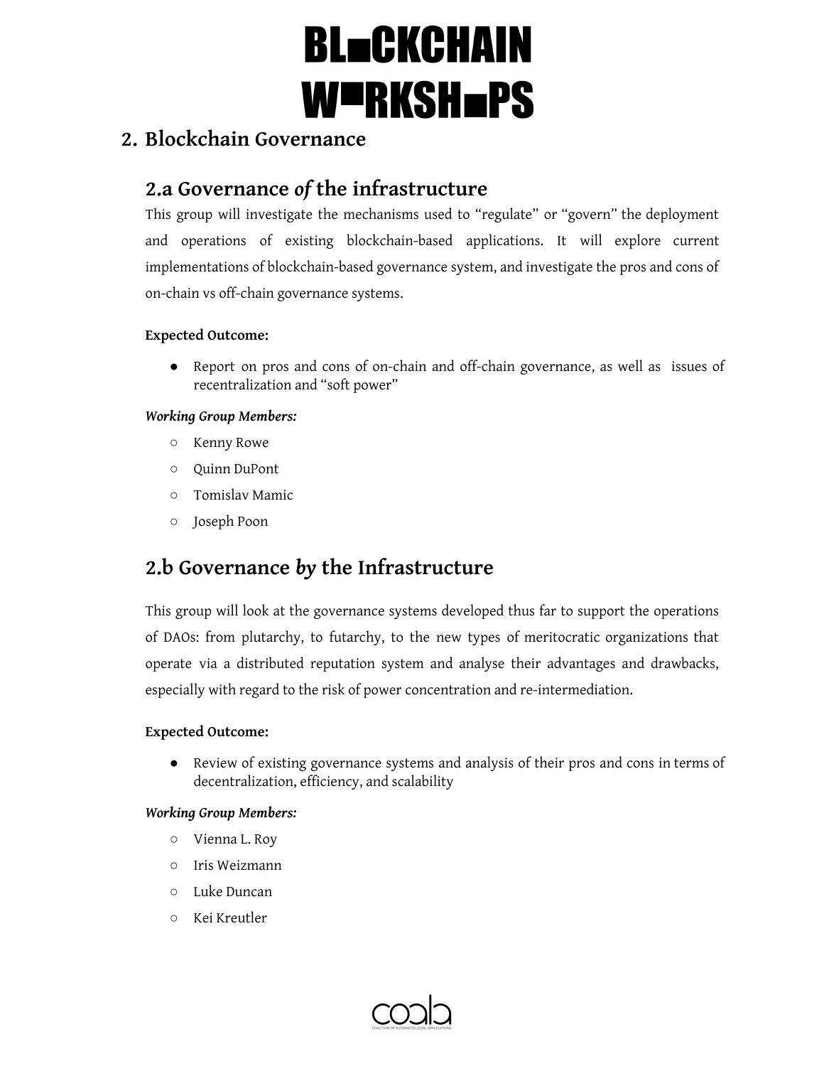## 2. Blockchain Governance

### 2.a Governance *of* the infrastructure

This group will investigate the mechanisms used to "regulate" or "govern" the deployment and operations of existing blockchain-based applications. It will explore current implementations of blockchain-based governance system, and investigate the pros and cons of on-chain vs off-chain governance systems.

**Expected Outcome:**

- Report on pros and cons of on-chain and off-chain governance, as well as issues of recentralization and "soft power"

***Working Group Members:***

- Kenny Rowe
- Quinn DuPont
- Tomislav Mamic
- Joseph Poon

### 2.b Governance *by* the Infrastructure

This group will look at the governance systems developed thus far to support the operations of DAOs: from plutarchy, to futarchy, to the new types of meritocratic organizations that operate via a distributed reputation system and analyse their advantages and drawbacks, especially with regard to the risk of power concentration and re-intermediation.

**Expected Outcome:**

- Review of existing governance systems and analysis of their pros and cons in terms of decentralization, efficiency, and scalability

***Working Group Members:***

- Vienna L. Roy
- Iris Weizmann
- Luke Duncan
- Kei Kreutler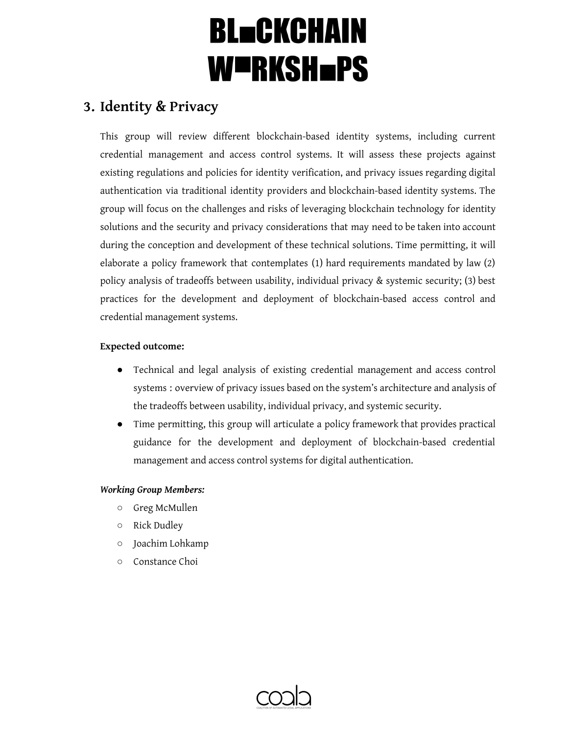## 3. Identity & Privacy

This group will review different blockchain-based identity systems, including current credential management and access control systems. It will assess these projects against existing regulations and policies for identity verification, and privacy issues regarding digital authentication via traditional identity providers and blockchain-based identity systems. The group will focus on the challenges and risks of leveraging blockchain technology for identity solutions and the security and privacy considerations that may need to be taken into account during the conception and development of these technical solutions. Time permitting, it will elaborate a policy framework that contemplates (1) hard requirements mandated by law (2) policy analysis of tradeoffs between usability, individual privacy & systemic security; (3) best practices for the development and deployment of blockchain-based access control and credential management systems.

**Expected outcome:**

- Technical and legal analysis of existing credential management and access control systems : overview of privacy issues based on the system's architecture and analysis of the tradeoffs between usability, individual privacy, and systemic security.
- Time permitting, this group will articulate a policy framework that provides practical guidance for the development and deployment of blockchain-based credential management and access control systems for digital authentication.

***Working Group Members:***

- Greg McMullen
- Rick Dudley
- Joachim Lohkamp
- Constance Choi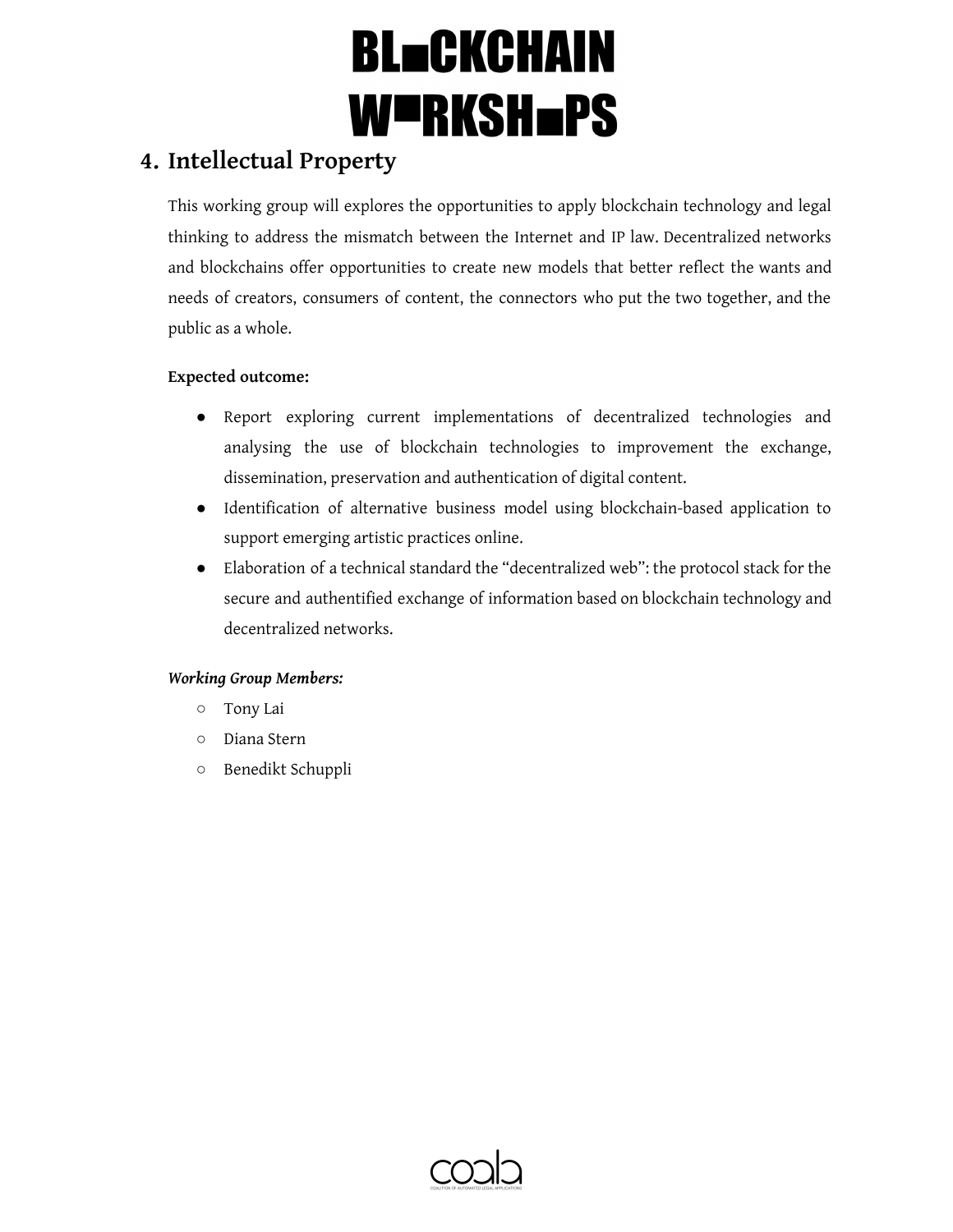## 4. Intellectual Property

This working group will explores the opportunities to apply blockchain technology and legal thinking to address the mismatch between the Internet and IP law. Decentralized networks and blockchains offer opportunities to create new models that better reflect the wants and needs of creators, consumers of content, the connectors who put the two together, and the public as a whole.

**Expected outcome:**

- Report exploring current implementations of decentralized technologies and analysing the use of blockchain technologies to improvement the exchange, dissemination, preservation and authentication of digital content.
- Identification of alternative business model using blockchain-based application to support emerging artistic practices online.
- Elaboration of a technical standard the "decentralized web": the protocol stack for the secure and authentified exchange of information based on blockchain technology and decentralized networks.

***Working Group Members:***

- Tony Lai
- Diana Stern
- Benedikt Schuppli